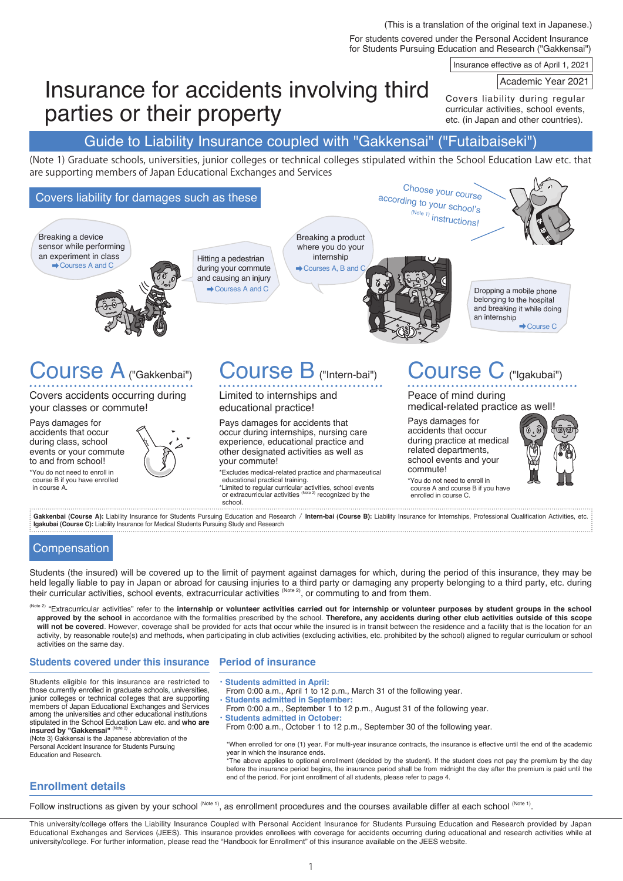(This is a translation of the original text in Japanese.)

For students covered under the Personal Accident Insurance for Students Pursuing Education and Research ("Gakkensai")

Insurance effective as of April 1, 2021

Academic Year 2021

# Insurance for accidents involving third parties or their property

Covers liability during regular curricular activities, school events, etc. (in Japan and other countries).

## Guide to Liability Insurance coupled with "Gakkensai" ("Futaibaiseki")

(Note 1) Graduate schools, universities, junior colleges or technical colleges stipulated within the School Education Law etc. that are supporting members of Japan Educational Exchanges and Services

## Covers liability for damages such as these

Choose your course according to your school's (Note 1) instructions!

- Breaking a device sensor while performing an experiment in class ➡ Courses A and C
- Hitting a pedestrian during your commute and causing an injury ➡ Courses A and C
- Breaking a product where you do your internship ➡ Courses A, B and C
- Dropping a mobile phone belonging to the hospital and breaking it while doing an internship ➡ Course C

## Course A ("Gakkenbai")

**Covers accidents occurring during your classes or commute!**

Pays damages for accidents that occur during class, school events or your commute to and from school!

*You do not need to enroll in course B if you have enrolled in course A.

## Course B ("Intern-bai")

**Limited to internships and educational practice!**

Pays damages for accidents that occur during internships, nursing care experience, educational practice and other designated activities as well as your commute!

*Excludes medical-related practice and pharmaceutical educational practical training.
*Limited to regular curricular activities, school events or extracurricular activities (Note 2) recognized by the school.

## Course C ("Igakubai")

**Peace of mind during medical-related practice as well!**

Pays damages for accidents that occur during practice at medical related departments, school events and your commute!

*You do not need to enroll in course A and course B if you have enrolled in course C.

**Gakkenbai (Course A):** Liability Insurance for Students Pursuing Education and Research / **Intern-bai (Course B):** Liability Insurance for Internships, Professional Qualification Activities, etc.
**Igakubai (Course C):** Liability Insurance for Medical Students Pursuing Study and Research

## Compensation

Students (the insured) will be covered up to the limit of payment against damages for which, during the period of this insurance, they may be held legally liable to pay in Japan or abroad for causing injuries to a third party or damaging any property belonging to a third party, etc. during their curricular activities, school events, extracurricular activities (Note 2), or commuting to and from them.

(Note 2) "Extracurricular activities" refer to the **internship or volunteer activities carried out for internship or volunteer purposes by student groups in the school approved by the school** in accordance with the formalities prescribed by the school. **Therefore, any accidents during other club activities outside of this scope will not be covered**. However, coverage shall be provided for acts that occur while the insured is in transit between the residence and a facility that is the location for an activity, by reasonable route(s) and methods, when participating in club activities (excluding activities, etc. prohibited by the school) aligned to regular curriculum or school activities on the same day.

### Students covered under this insurance

Students eligible for this insurance are restricted to those currently enrolled in graduate schools, universities, junior colleges or technical colleges that are supporting members of Japan Educational Exchanges and Services among the universities and other educational institutions stipulated in the School Education Law etc. and **who are insured by "Gakkensai"** (Note 3).

(Note 3) Gakkensai is the Japanese abbreviation of the Personal Accident Insurance for Students Pursuing Education and Research.

### Period of insurance

- **Students admitted in April:**
  From 0:00 a.m., April 1 to 12 p.m., March 31 of the following year.
- **Students admitted in September:**
  From 0:00 a.m., September 1 to 12 p.m., August 31 of the following year.
- **Students admitted in October:**
  From 0:00 a.m., October 1 to 12 p.m., September 30 of the following year.

*When enrolled for one (1) year. For multi-year insurance contracts, the insurance is effective until the end of the academic year in which the insurance ends.
*The above applies to optional enrollment (decided by the student). If the student does not pay the premium by the day before the insurance period begins, the insurance period shall be from midnight the day after the premium is paid until the end of the period. For joint enrollment of all students, please refer to page 4.

### Enrollment details

Follow instructions as given by your school (Note 1), as enrollment procedures and the courses available differ at each school (Note 1).

This university/college offers the Liability Insurance Coupled with Personal Accident Insurance for Students Pursuing Education and Research provided by Japan Educational Exchanges and Services (JEES). This insurance provides enrollees with coverage for accidents occurring during educational and research activities while at university/college. For further information, please read the "Handbook for Enrollment" of this insurance available on the JEES website.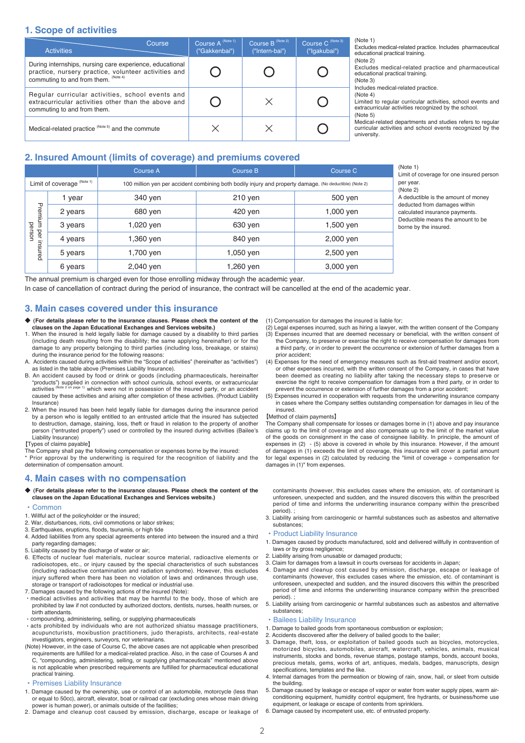## 1. Scope of activities

| Activities / Course | Course A (Note 1) ("Gakkenbai") | Course B (Note 2) ("Intern-bai") | Course C (Note 3) ("Igakubai") |
|---|---|---|---|
| During internships, nursing care experience, educational practice, nursery practice, volunteer activities and commuting to and from them. (Note 4) | ○ | ○ | ○ |
| Regular curricular activities, school events and extracurricular activities other than the above and commuting to and from them. | ○ | × | ○ |
| Medical-related practice (Note 5) and the commute | × | × | ○ |

(Note 1)
Excludes medical-related practice. Includes pharmaceutical educational practical training.
(Note 2)
Excludes medical-related practice and pharmaceutical educational practical training.
(Note 3)
Includes medical-related practice.
(Note 4)
Limited to regular curricular activities, school events and extracurricular activities recognized by the school.
(Note 5)
Medical-related departments and studies refers to regular curricular activities and school events recognized by the university.

## 2. Insured Amount (limits of coverage) and premiums covered

| | | Course A | Course B | Course C |
|---|---|---|---|---|
| Limit of coverage (Note 1) | | 100 million yen per accident combining both bodily injury and property damage. (No deductible) (Note 2) | | |
| Premium per insured person | 1 year | 340 yen | 210 yen | 500 yen |
| | 2 years | 680 yen | 420 yen | 1,000 yen |
| | 3 years | 1,020 yen | 630 yen | 1,500 yen |
| | 4 years | 1,360 yen | 840 yen | 2,000 yen |
| | 5 years | 1,700 yen | 1,050 yen | 2,500 yen |
| | 6 years | 2,040 yen | 1,260 yen | 3,000 yen |

(Note 1)
Limit of coverage for one insured person per year.
(Note 2)
A deductible is the amount of money deducted from damages within calculated insurance payments. Deductible means the amount to be borne by the insured.

The annual premium is charged even for those enrolling midway through the academic year.
In case of cancellation of contract during the period of insurance, the contract will be cancelled at the end of the academic year.

## 3. Main cases covered under this insurance

◆ **(For details please refer to the insurance clauses. Please check the content of the clauses on the Japan Educational Exchanges and Services website.)**

1. When the insured is held legally liable for damage caused by a disability to third parties (including death resulting from the disability; the same applying hereinafter) or for the damage to any property belonging to third parties (including loss, breakage, or stains) during the insurance period for the following reasons:
A. Accidents caused during activities within the "Scope of activities" (hereinafter as "activities") as listed in the table above (Premises Liability Insurance).
B. An accident caused by food or drink or goods (including pharmaceuticals, hereinafter "products") supplied in connection with school curricula, school events, or extracurricular activities (Note 2 on page 1) which were not in possession of the insured party, or an accident caused by these activities and arising after completion of these activities. (Product Liability Insurance)
2. When the insured has been held legally liable for damages during the insurance period by a person who is legally entitled to an entrusted article that the insured has subjected to destruction, damage, staining, loss, theft or fraud in relation to the property of another person ("entrusted property") used or controlled by the insured during activities (Bailee's Liability Insurance)

【Types of claims payable】
The Company shall pay the following compensation or expenses borne by the insured:
* Prior approval by the underwriting is required for the recognition of liability and the determination of compensation amount.

(1) Compensation for damages the insured is liable for;
(2) Legal expenses incurred, such as hiring a lawyer, with the written consent of the Company
(3) Expenses incurred that are deemed necessary or beneficial, with the written consent of the Company, to preserve or exercise the right to receive compensation for damages from a third party, or in order to prevent the occurrence or extension of further damages from a prior accident;
(4) Expenses for the need of emergency measures such as first-aid treatment and/or escort, or other expenses incurred, with the written consent of the Company, in cases that have been deemed as creating no liability after taking the necessary steps to preserve or exercise the right to receive compensation for damages from a third party, or in order to prevent the occurrence or extension of further damages from a prior accident;
(5) Expenses incurred in cooperation with requests from the underwriting insurance company in cases where the Company settles outstanding compensation for damages in lieu of the insured.

【Method of claim payments】
The Company shall compensate for losses or damages borne in (1) above and pay insurance claims up to the limit of coverage and also compensate up to the limit of the market value of the goods on consignment in the case of consignee liability. In principle, the amount of expenses in (2) - (5) above is covered in whole by this insurance. However, if the amount of damages in (1) exceeds the limit of coverage, this insurance will cover a partial amount for legal expenses in (2) calculated by reducing the "limit of coverage ÷ compensation for damages in (1)" from expenses.

## 4. Main cases with no compensation

◆ **(For details please refer to the insurance clauses. Please check the content of the clauses on the Japan Educational Exchanges and Services website.)**

・Common
1. Willful act of the policyholder or the insured;
2. War, disturbances, riots, civil commotions or labor strikes;
3. Earthquakes, eruptions, floods, tsunamis, or high tide
4. Added liabilities from any special agreements entered into between the insured and a third party regarding damages;
5. Liability caused by the discharge of water or air;
6. Effects of nuclear fuel materials, nuclear source material, radioactive elements or radioisotopes, etc., or injury caused by the special characteristics of such substances (including radioactive contamination and radiation syndrome). However, this excludes injury suffered when there has been no violation of laws and ordinances through use, storage or transport of radioisotopes for medical or industrial use.
7. Damages caused by the following actions of the insured (Note):
・medical activities and activities that may be harmful to the body, those of which are prohibited by law if not conducted by authorized doctors, dentists, nurses, health nurses, or birth attendants.
・compounding, administering, selling, or supplying pharmaceuticals
・acts prohibited by individuals who are not authorized shiatsu massage practitioners, acupuncturists, moxibustion practitioners, judo therapists, architects, real-estate investigators, engineers, surveyors, nor veterinarians.

(Note) However, in the case of Course C, the above cases are not applicable when prescribed requirements are fulfilled for a medical-related practice. Also, in the case of Courses A and C, "compounding, administering, selling, or supplying pharmaceuticals" mentioned above is not applicable when prescribed requirements are fulfilled for pharmaceutical educational practical training.

・Premises Liability Insurance
1. Damage caused by the ownership, use or control of an automobile, motorcycle (less than or equal to 50cc), aircraft, elevator, boat or railroad car (excluding ones whose main driving power is human power), or animals outside of the facilities;
2. Damage and cleanup cost caused by emission, discharge, escape or leakage of contaminants (however, this excludes cases where the emission, etc. of contaminant is unforeseen, unexpected and sudden, and the insured discovers this within the prescribed period of time and informs the underwriting insurance company within the prescribed period). ;
3. Liability arising from carcinogenic or harmful substances such as asbestos and alternative substances;

・Product Liability Insurance
1. Damages caused by products manufactured, sold and delivered willfully in contravention of laws or by gross negligence;
2. Liability arising from unusable or damaged products;
3. Claim for damages from a lawsuit in courts overseas for accidents in Japan;
4. Damage and cleanup cost caused by emission, discharge, escape or leakage of contaminants (however, this excludes cases where the emission, etc. of contaminant is unforeseen, unexpected and sudden, and the insured discovers this within the prescribed period of time and informs the underwriting insurance company within the prescribed period). ;
5. Liability arising from carcinogenic or harmful substances such as asbestos and alternative substances;

・Bailees Liability Insurance
1. Damage to bailed goods from spontaneous combustion or explosion;
2. Accidents discovered after the delivery of bailed goods to the bailer;
3. Damage, theft, loss, or exploitation of bailed goods such as bicycles, motorcycles, motorized bicycles, automobiles, aircraft, watercraft, vehicles, animals, musical instruments, stocks and bonds, revenue stamps, postage stamps, bonds, account books, precious metals, gems, works of art, antiques, medals, badges, manuscripts, design specifications, templates and the like.
4. Internal damages from the permeation or blowing of rain, snow, hail, or sleet from outside the building.
5. Damage caused by leakage or escape of vapor or water from water supply pipes, warm air-conditioning equipment, humidity control equipment, fire hydrants, or business/home use equipment, or leakage or escape of contents from sprinklers.
6. Damage caused by incompetent use, etc. of entrusted property.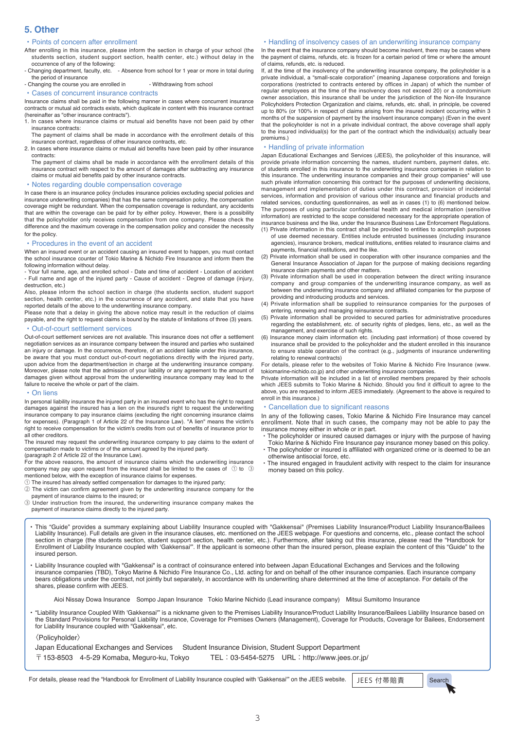## 5. Other

### ・Points of concern after enrollment

After enrolling in this insurance, please inform the section in charge of your school (the students section, student support section, health center, etc.) without delay in the occurrence of any of the following:

- Changing department, faculty, etc.
- Absence from school for 1 year or more in total during the period of insurance
- Changing the course you are enrolled in
- Withdrawing from school

### ・Cases of concurrent insurance contracts

Insurance claims shall be paid in the following manner in cases where concurrent insurance contracts or mutual aid contracts exists, which duplicate in content with this insurance contract (hereinafter as "other insurance contracts").

1. In cases where insurance claims or mutual aid benefits have not been paid by other insurance contracts:
   The payment of claims shall be made in accordance with the enrollment details of this insurance contract, regardless of other insurance contracts, etc.
2. In cases where insurance claims or mutual aid benefits have been paid by other insurance contracts:
   The payment of claims shall be made in accordance with the enrollment details of this insurance contract with respect to the amount of damages after subtracting any insurance claims or mutual aid benefits paid by other insurance contracts.

### ・Notes regarding double compensation coverage

In case there is an insurance policy (includes insurance policies excluding special policies and insurance underwriting companies) that has the same compensation policy, the compensation coverage might be redundant. When the compensation coverage is redundant, any accidents that are within the coverage can be paid for by either policy. However, there is a possibility that the policyholder only receives compensation from one company. Please check the difference and the maximum coverage in the compensation policy and consider the necessity for the policy.

### ・Procedures in the event of an accident

When an insured event or an accident causing an insured event to happen, you must contact the school insurance counter of Tokio Marine & Nichido Fire Insurance and inform them the following information without delay.

- Your full name, age, and enrolled school - Date and time of accident - Location of accident
- Full name and age of the injured party - Cause of accident - Degree of damage (injury, destruction, etc.)

Also, please inform the school section in charge (the students section, student support section, health center, etc.) in the occurrence of any accident, and state that you have reported details of the above to the underwriting insurance company.

Please note that a delay in giving the above notice may result in the reduction of claims payable, and the right to request claims is bound by the statute of limitations of three (3) years.

### ・Out-of-court settlement services

Out-of-court settlement services are not available. This insurance does not offer a settlement negotiation services as an insurance company between the insured and parties who sustained an injury or damage. In the occurrence, therefore, of an accident liable under this insurance, be aware that you must conduct out-of-court negotiations directly with the injured party, upon advice from the department/section in charge at the underwriting insurance company. Moreover, please note that the admission of your liability or any agreement to the amount of damages given without approval from the underwriting insurance company may lead to the failure to receive the whole or part of the claim.

### ・On liens

In personal liability insurance the injured party in an insured event who has the right to request damages against the insured has a lien on the insured's right to request the underwriting insurance company to pay insurance claims (excluding the right concerning insurance claims for expenses). (Paragraph 1 of Article 22 of the Insurance Law). "A lien" means the victim's right to receive compensation for the victim's credits from out of benefits of insurance prior to all other creditors.

The insured may request the underwriting insurance company to pay claims to the extent of compensation made to victims or of the amount agreed by the injured party.

(paragraph 2 of Article 22 of the Insurance Law).

For the above reasons, the amount of insurance claims which the underwriting insurance company may pay upon request from the insured shall be limited to the cases of ① to ③ mentioned below, with the exception of insurance claims for expenses.

① The insured has already settled compensation for damages to the injured party;
② The victim can confirm agreement given by the underwriting insurance company for the payment of insurance claims to the insured; or
③ Under instruction from the insured, the underwriting insurance company makes the payment of insurance claims directly to the injured party.

### ・Handling of insolvency cases of an underwriting insurance company

In the event that the insurance company should become insolvent, there may be cases where the payment of claims, refunds, etc. is frozen for a certain period of time or where the amount of claims, refunds, etc. is reduced.

If, at the time of the insolvency of the underwriting insurance company, the policyholder is a private individual, a "small-scale corporation" (meaning Japanese corporations and foreign corporations (restricted to contracts entered by offices in Japan) of which the number of regular employees at the time of the insolvency does not exceed 20) or a condominium owner association, this insurance shall be under the jurisdiction of the Non-life Insurance Policyholders Protection Organization and claims, refunds, etc. shall, in principle, be covered up to 80% (or 100% in respect of claims arising from the insured incident occurring within 3 months of the suspension of payment by the insolvent insurance company) (Even in the event that the policyholder is not in a private individual contract, the above coverage shall apply to the insured individual(s) for the part of the contract which the individual(s) actually bear premiums.)

### ・Handling of private information

Japan Educational Exchanges and Services (JEES), the policyholder of this insurance, will provide private information concerning the names, student numbers, payment dates, etc. of students enrolled in this insurance to the underwriting insurance companies in relation to this insurance. The underwriting insurance companies and their group companies* will use such private information concerning this contract for the purposes of underwriting decisions, management and implementation of duties under this contract, provision of incidental services, information and provision of various other insurance and financial products and related services, conducting questionnaires, as well as in cases (1) to (6) mentioned below. The purposes of using particular confidential health and medical information (sensitive information) are restricted to the scope considered necessary for the appropriate operation of insurance business and the like, under the Insurance Business Law Enforcement Regulations.

(1) Private information in this contract shall be provided to entities to accomplish purposes of use deemed necessary. Entities include entrusted businesses (including insurance agencies), insurance brokers, medical institutions, entities related to insurance claims and payments, financial institutions, and the like.
(2) Private information shall be used in cooperation with other insurance companies and the General Insurance Association of Japan for the purpose of making decisions regarding insurance claim payments and other matters.
(3) Private information shall be used in cooperation between the direct writing insurance company and group companies of the underwriting insurance company, as well as between the underwriting insurance company and affiliated companies for the purpose of providing and introducing products and services.
(4) Private information shall be supplied to reinsurance companies for the purposes of entering, renewing and managing reinsurance contracts.
(5) Private information shall be provided to secured parties for administrative procedures regarding the establishment, etc. of security rights of pledges, liens, etc., as well as the management, and exercise of such rights.
(6) Insurance money claim information etc. (including past information) of those covered by insurance shall be provided to the policyholder and the student enrolled in this insurance to ensure stable operation of the contract (e.g., judgments of insurance underwriting relating to renewal contracts)

For details, please refer to the websites of Tokio Marine & Nichido Fire Insurance (www.tokiomarine-nichido.co.jp) and other underwriting insurance companies.

Private information will be included in a list of enrolled members prepared by their schools which JEES submits to Tokio Marine & Nichido. Should you find it difficult to agree to the above, you are requested to inform JEES immediately. (Agreement to the above is required to enroll in this insurance.)

### ・Cancellation due to significant reasons

In any of the following cases, Tokio Marine & Nichido Fire Insurance may cancel enrollment. Note that in such cases, the company may not be able to pay the insurance money either in whole or in part.

- The policyholder or insured caused damages or injury with the purpose of having Tokio Marine & Nichido Fire Insurance pay insurance money based on this policy.
- The policyholder or insured is affiliated with organized crime or is deemed to be an otherwise antisocial force, etc.
- The insured engaged in fraudulent activity with respect to the claim for insurance money based on this policy.

---

- This "Guide" provides a summary explaining about Liability Insurance coupled with "Gakkensai" (Premises Liability Insurance/Product Liability Insurance/Bailees Liability Insurance). Full details are given in the insurance clauses, etc. mentioned on the JEES webpage. For questions and concerns, etc., please contact the school section in charge (the students section, student support section, health center, etc.). Furthermore, after taking out this insurance, please read the "Handbook for Enrollment of Liability Insurance coupled with 'Gakkensai'". If the applicant is someone other than the insured person, please explain the content of this "Guide" to the insured person.

- Liability Insurance coupled with "Gakkensai" is a contract of coinsurance entered into between Japan Educational Exchanges and Services and the following insurance companies (TBD), Tokyo Marine & Nichido Fire Insurance Co., Ltd. acting for and on behalf of the other insurance companies. Each insurance company bears obligations under the contract, not jointly but separately, in accordance with its underwriting share determined at the time of acceptance. For details of the shares, please confirm with JEES.

  Aioi Nissay Dowa Insurance　Sompo Japan Insurance　Tokio Marine Nichido (Lead insurance company)　Mitsui Sumitomo Insurance

- "Liability Insurance Coupled With 'Gakkensai'" is a nickname given to the Premises Liability Insurance/Product Liability Insurance/Bailees Liability Insurance based on the Standard Provisions for Personal Liability Insurance, Coverage for Premises Owners (Management), Coverage for Products, Coverage for Bailees, Endorsement for Liability Insurance coupled with "Gakkensai", etc.

〈Policyholder〉

Japan Educational Exchanges and Services　Student Insurance Division, Student Support Department

〒153-8503　4-5-29 Komaba, Meguro-ku, Tokyo　TEL：03-5454-5275　URL：http://www.jees.or.jp/

For details, please read the "Handbook for Enrollment of Liability Insurance coupled with 'Gakkensai'" on the JEES website.　JEES 付帯賠責　Search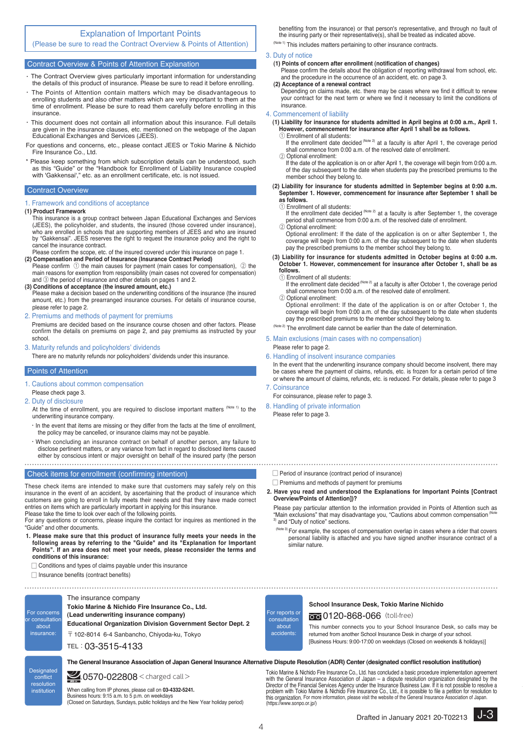# Explanation of Important Points
(Please be sure to read the Contract Overview & Points of Attention)

## Contract Overview & Points of Attention Explanation

- The Contract Overview gives particularly important information for understanding the details of this product of insurance. Please be sure to read it before enrolling.
- The Points of Attention contain matters which may be disadvantageous to enrolling students and also other matters which are very important to them at the time of enrollment. Please be sure to read them carefully before enrolling in this insurance.
- This document does not contain all information about this insurance. Full details are given in the insurance clauses, etc. mentioned on the webpage of the Japan Educational Exchanges and Services (JEES).

For questions and concerns, etc., please contact JEES or Tokio Marine & Nichido Fire Insurance Co., Ltd.

\* Please keep something from which subscription details can be understood, such as this "Guide" or the "Handbook for Enrollment of Liability Insurance coupled with 'Gakkensai'," etc. as an enrollment certificate, etc. is not issued.

## Contract Overview

### 1. Framework and conditions of acceptance

**(1) Product Framework**

This insurance is a group contract between Japan Educational Exchanges and Services (JEES), the policyholder, and students, the insured (those covered under insurance), who are enrolled in schools that are supporting members of JEES and who are insured by "Gakkensai". JEES reserves the right to request the insurance policy and the right to cancel the insurance contract.

Please confirm the scope, etc. of the insured covered under this insurance on page 1.

**(2) Compensation and Period of Insurance (Insurance Contract Period)**

Please confirm ① the main causes for payment (main cases for compensation), ② the main reasons for exemption from responsibility (main cases not covered for compensation) and ③ the period of insurance and other details on pages 1 and 2.

**(3) Conditions of acceptance (the insured amount, etc.)**

Please make a decision based on the underwriting conditions of the insurance (the insured amount, etc.) from the prearranged insurance courses. For details of insurance course, please refer to page 2.

### 2. Premiums and methods of payment for premiums

Premiums are decided based on the insurance course chosen and other factors. Please confirm the details on premiums on page 2, and pay premiums as instructed by your school.

### 3. Maturity refunds and policyholders' dividends

There are no maturity refunds nor policyholders' dividends under this insurance.

## Points of Attention

### 1. Cautions about common compensation

Please check page 3.

### 2. Duty of disclosure

At the time of enrollment, you are required to disclose important matters (Note 1) to the underwriting insurance company.

- In the event that items are missing or they differ from the facts at the time of enrollment, the policy may be cancelled, or insurance claims may not be payable.
- When concluding an insurance contract on behalf of another person, any failure to disclose pertinent matters, or any variance from fact in regard to disclosed items caused either by conscious intent or major oversight on behalf of the insured party (the person benefiting from the insurance) or that person's representative, and through no fault of the insuring party or their representative(s), shall be treated as indicated above.

(Note 1) This includes matters pertaining to other insurance contracts.

### 3. Duty of notice

**(1) Points of concern after enrollment (notification of changes)**

Please confirm the details about the obligation of reporting withdrawal from school, etc. and the procedure in the occurrence of an accident, etc. on page 3.

**(2) Acceptance of a renewal contract**

Depending on claims made, etc. there may be cases where we find it difficult to renew your contract for the next term or where we find it necessary to limit the conditions of insurance.

### 4. Commencement of liability

**(1) Liability for insurance for students admitted in April begins at 0:00 a.m., April 1. However, commencement for insurance after April 1 shall be as follows.**

① Enrollment of all students:
If the enrollment date decided (Note 2) at a faculty is after April 1, the coverage period shall commence from 0:00 a.m. of the resolved date of enrollment.

② Optional enrollment:
If the date of the application is on or after April 1, the coverage will begin from 0:00 a.m. of the day subsequent to the date when students pay the prescribed premiums to the member school they belong to.

**(2) Liability for insurance for students admitted in September begins at 0:00 a.m. September 1. However, commencement for insurance after September 1 shall be as follows.**

① Enrollment of all students:
If the enrollment date decided (Note 2) at a faculty is after September 1, the coverage period shall commence from 0:00 a.m. of the resolved date of enrollment.

② Optional enrollment:
Optional enrollment: If the date of the application is on or after September 1, the coverage will begin from 0:00 a.m. of the day subsequent to the date when students pay the prescribed premiums to the member school they belong to.

**(3) Liability for insurance for students admitted in October begins at 0:00 a.m. October 1. However, commencement for insurance after October 1, shall be as follows.**

① Enrollment of all students:
If the enrollment date decided (Note 2) at a faculty is after October 1, the coverage period shall commence from 0:00 a.m. of the resolved date of enrollment.

② Optional enrollment:
Optional enrollment: If the date of the application is on or after October 1, the coverage will begin from 0:00 a.m. of the day subsequent to the date when students pay the prescribed premiums to the member school they belong to.

(Note 2) The enrollment date cannot be earlier than the date of determination.

### 5. Main exclusions (main cases with no compensation)

Please refer to page 2.

### 6. Handling of insolvent insurance companies

In the event that the underwriting insurance company should become insolvent, there may be cases where the payment of claims, refunds, etc. is frozen for a certain period of time or where the amount of claims, refunds, etc. is reduced. For details, please refer to page 3

### 7. Coinsurance

For coinsurance, please refer to page 3.

### 8. Handling of private information

Please refer to page 3.

## Check items for enrollment (confirming intention)

These check items are intended to make sure that customers may safely rely on this insurance in the event of an accident, by ascertaining that the product of insurance which customers are going to enroll in fully meets their needs and that they have made correct entries on items which are particularly important in applying for this insurance.
Please take the time to look over each of the following points.
For any questions or concerns, please inquire the contact for inquires as mentioned in the "Guide" and other documents.

**1. Please make sure that this product of insurance fully meets your needs in the following areas by referring to the "Guide" and its "Explanation for Important Points". If an area does not meet your needs, please reconsider the terms and conditions of insurance.**

- ☐ Conditions and types of claims payable under this insurance
- ☐ Insurance benefits (contract benefits)
- ☐ Period of insurance (contract period of insurance)
- ☐ Premiums and methods of payment for premiums

**2. Have you read and understood the Explanations for Important Points [Contract Overview/Points of Attention])?**

Please pay particular attention to the information provided in Points of Attention such as "Main exclusions" that may disadvantage you, "Cautions about common compensation (Note 3)" and "Duty of notice" sections.

(Note 3) For example, the scopes of compensation overlap in cases where a rider that covers personal liability is attached and you have signed another insurance contract of a similar nature.

---

**For concerns or consultation about insurance:**

The insurance company
**Tokio Marine & Nichido Fire Insurance Co., Ltd.**
**(Lead underwriting insurance company)**
**Educational Organization Division Government Sector Dept. 2**
〒102-8014 6-4 Sanbancho, Chiyoda-ku, Tokyo
TEL：03-3515-4133

**For reports or consultation about accidents:**

**School Insurance Desk, Tokio Marine Nichido**
0120-868-066 (toll-free)
This number connects you to your School Insurance Desk, so calls may be returned from another School Insurance Desk in charge of your school.
[Business Hours: 9:00-17:00 on weekdays (Closed on weekends & holidays)]

**Designated conflict resolution institution**

**The General Insurance Association of Japan General Insurance Alternative Dispute Resolution (ADR) Center (designated conflict resolution institution)**

0570-022808 <charged call>
When calling from IP phones, please call on **03-4332-5241.**
Business hours: 9:15 a.m. to 5 p.m. on weekdays
(Closed on Saturdays, Sundays, public holidays and the New Year holiday period)

Tokio Marine & Nichido Fire Insurance Co., Ltd. has concluded a basic procedure implementation agreement with the General Insurance Association of Japan – a dispute resolution organization designated by the Director of the Financial Services Agency under the Insurance Business Law. If it is not possible to resolve a problem with Tokio Marine & Nichido Fire Insurance Co., Ltd., it is possible to file a petition for resolution to this organization. For more information, please visit the website of the General Insurance Association of Japan. (https://www.sonpo.or.jp/)

Drafted in January 2021 20-T02213 J-3